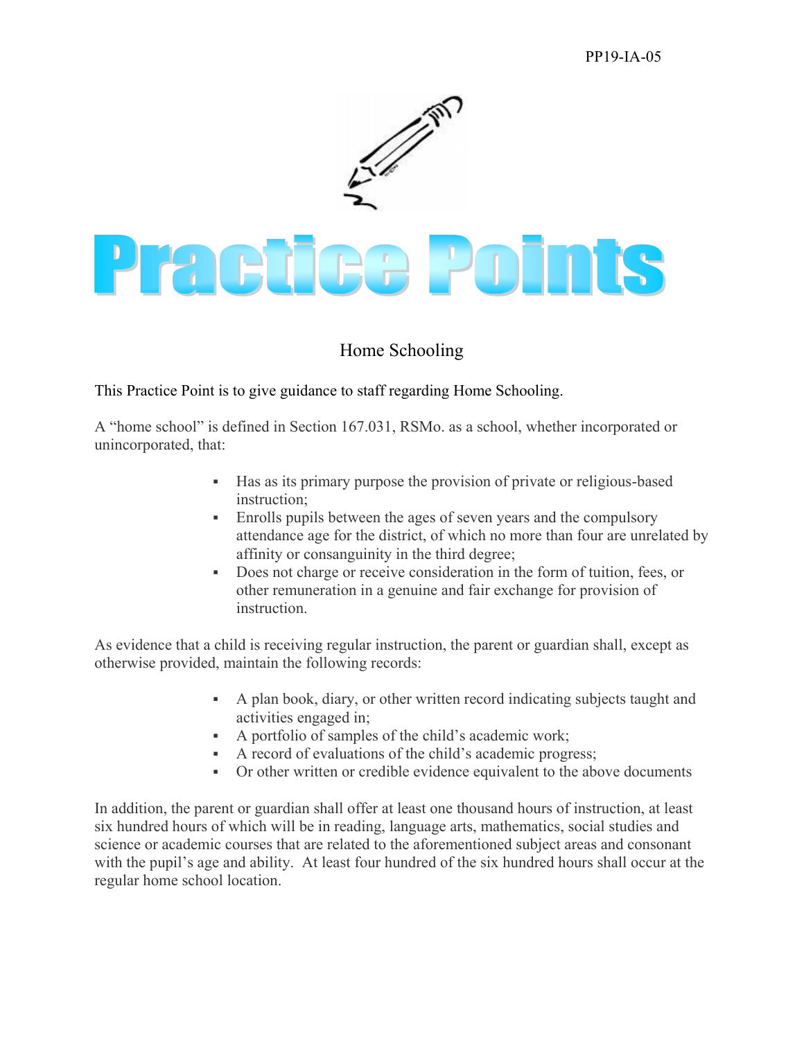PP19-IA-05

# Practice Points

## Home Schooling

This Practice Point is to give guidance to staff regarding Home Schooling.

A "home school" is defined in Section 167.031, RSMo. as a school, whether incorporated or unincorporated, that:

- Has as its primary purpose the provision of private or religious-based instruction;
- Enrolls pupils between the ages of seven years and the compulsory attendance age for the district, of which no more than four are unrelated by affinity or consanguinity in the third degree;
- Does not charge or receive consideration in the form of tuition, fees, or other remuneration in a genuine and fair exchange for provision of instruction.

As evidence that a child is receiving regular instruction, the parent or guardian shall, except as otherwise provided, maintain the following records:

- A plan book, diary, or other written record indicating subjects taught and activities engaged in;
- A portfolio of samples of the child's academic work;
- A record of evaluations of the child's academic progress;
- Or other written or credible evidence equivalent to the above documents

In addition, the parent or guardian shall offer at least one thousand hours of instruction, at least six hundred hours of which will be in reading, language arts, mathematics, social studies and science or academic courses that are related to the aforementioned subject areas and consonant with the pupil's age and ability. At least four hundred of the six hundred hours shall occur at the regular home school location.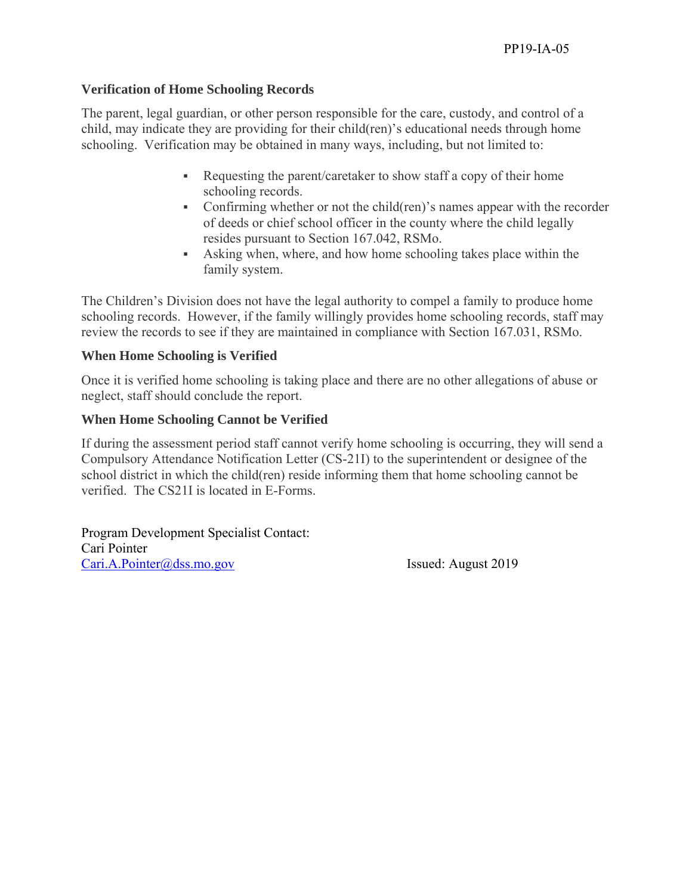### Verification of Home Schooling Records

The parent, legal guardian, or other person responsible for the care, custody, and control of a child, may indicate they are providing for their child(ren)'s educational needs through home schooling. Verification may be obtained in many ways, including, but not limited to:

- Requesting the parent/caretaker to show staff a copy of their home schooling records.
- Confirming whether or not the child(ren)'s names appear with the recorder of deeds or chief school officer in the county where the child legally resides pursuant to Section 167.042, RSMo.
- Asking when, where, and how home schooling takes place within the family system.

The Children's Division does not have the legal authority to compel a family to produce home schooling records. However, if the family willingly provides home schooling records, staff may review the records to see if they are maintained in compliance with Section 167.031, RSMo.

### When Home Schooling is Verified

Once it is verified home schooling is taking place and there are no other allegations of abuse or neglect, staff should conclude the report.

### When Home Schooling Cannot be Verified

If during the assessment period staff cannot verify home schooling is occurring, they will send a Compulsory Attendance Notification Letter (CS-21I) to the superintendent or designee of the school district in which the child(ren) reside informing them that home schooling cannot be verified. The CS21I is located in E-Forms.

Program Development Specialist Contact:
Cari Pointer
Cari.A.Pointer@dss.mo.gov

Issued: August 2019